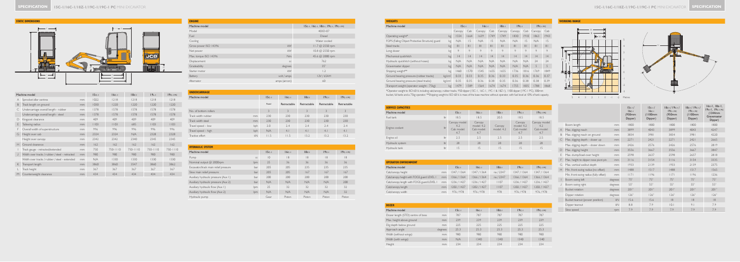## STATIC DIMENSIONS

| | Machine model | | 15C-1 | 16C-1 | 18Z-1 | 19C-1 | 19C-1 PC |
|---|---|---|---|---|---|---|---|
| A | Sprocket idler centres | mm | 1022 | 1218 | 1218 | 1218 | 1218 |
| B | Track length on ground | mm | 1030 | 1220 | 1220 | 1220 | 1220 |
| C | Undercarriage overall length – rubber | mm | 1378 | 1578 | 1578 | 1578 | 1578 |
| | Undercarriage overall length – steel | mm | 1378 | 1578 | 1578 | 1578 | 1578 |
| D | Kingpost clearance | mm | 409 | 409 | 409 | 409 | 409 |
| E | Tailswing radius | mm | 1103 | 1103 | 685 | 1103 | 1103 |
| F | Overall width of superstructure | mm | 996 | 996 | 996 | 996 | 996 |
| G | Height over cab | mm | 2324 | 2324 | N/A | 2328 | 2328 |
| | Height over canopy | mm | 2342 | 2342 | 2340 | 2345 | 2345 |
| H | Ground clearance | mm | 162 | 162 | 162 | 162 | 162 |
| I | Track gauge - retracted/extended | mm | 750 | 750-1110 | 750-1110 | 750-1110 | 750-1110 |
| J | Width over tracks / rubber / steel - retracted | mm | 980 | 980 | 980 | 980 | 980 |
| | Width over tracks / rubber / steel - extended | mm | N/A | 1330 | 1330 | 1330 | 1330 |
| K | Transport length | mm | 3860 | 3860 | 3547 | 3860 | 3862 |
| L | Track height | mm | 367 | 367 | 367 | 367 | 367 |
| M | Counterweight clearance | mm | 434 | 434 | 434 | 434 | 434 |

## ENGINE

| Machine model | | 15C-1, 16C-1, 18Z-1, 19C-1, 19C-1 PC |
|---|---|---|
| Model | | 405D-07 |
| Fuel | | Diesel |
| Cooling | | Water cooled |
| Gross power ISO 14396 | kW | 11.7 @ 2550 rpm |
| Net power | kW | 10.8 @ 2550 rpm |
| Max. torque ISO 14396 | Nm | 45.6 @ 2000 rpm |
| Displacement | cc | 762 |
| Gradeability | degrees | 35° |
| Starter motor | kW | 1.2 |
| Battery | volt / amps | 12V / 65AH |
| Alternator | amps (aircon) | 60 |

## UNDERCARRIAGE

| Machine model | | 15C-1 | 16C-1 | 18Z-1 | 19C-1 | 19C-1 PC |
|---|---|---|---|---|---|---|
| | | Fixed | Retractable | Retractable | Retractable | Retractable |
| No. of bottom rollers | | 3 | 3 | 3 | 3 | 3 |
| Track width rubber | mm | 230 | 230 | 230 | 230 | 230 |
| Track width steel | mm | 230 | 230 | 230 | 230 | 230 |
| Travel speed – low | kph | 2.0 | 2.4 | 2.4 | 2.4 | 2.4 |
| Travel speed – high | kph | N/A | 4.1 | 4.1 | 4.1 | 4.1 |
| Tractive effort | kN | 11.5 | 11.5 | 13.2 | 13.2 | 13.2 |

## HYDRAULIC SYSTEM

| Machine model | | 15C-1 | 16C-1 | 18Z-1 | 19C-1 | 19C-1 PC |
|---|---|---|---|---|---|---|
| Pump | cc | 10 | 18 | 18 | 18 | 18 |
| Nominal output @ 2000rpm | lpm | 25 | 36 | 36 | 36 | 36 |
| Excavator/track main relief pressure | bar | 205 | 205 | 235 | 235 | 235 |
| Slew main relief pressure | bar | 205 | 205 | 167 | 167 | 167 |
| Auxiliary hydraulic pressure (Aux 1) | bar | 200 | 200 | 200 | 200 | 200 |
| Auxiliary hydraulic pressure (Aux 2) | bar | N/A | N/A | N/A | N/A | 200 |
| Auxiliary hydraulic flow (Aux 1) | lpm | 25 | 32 | 32 | 32 | 32 |
| Auxiliary hydraulic flow (Aux 2) | lpm | N/A | N/A | N/A | N/A | 32 |
| Hydraulic pump | | Gear | Piston | Piston | Piston | Piston |

## WEIGHTS

| Machine model | | 15C-1 | | 16C-1 | | 18Z-1 | 19C-1 | | 19C-1 PC | |
|---|---|---|---|---|---|---|---|---|---|---|
| | | Canopy | Cab | Canopy | Cab | Canopy | Canopy | Cab | Canopy | Cab |
| Operating weight* | kg | 1554 | 1664 | 1639 | 1749 | 1749 | 1830 | 1910 | 1863 | 1943 |
| FOPS (Falling Object Protective Structure) guard | kg | N/A | 15 | N/A | 15 | N/A | N/A | 15 | N/A | 15 |
| Steel tracks | kg | 81 | 81 | 81 | 81 | 81 | 81 | 81 | 81 | 81 |
| Long dipper | kg | 9 | 9 | 9 | 9 | 9 | 9 | 9 | 9 | 9 |
| Mechanical quickhitch | kg | 14 | 14 | 14 | 14 | 14 | 14 | 14 | 14 | 14 |
| Hydraulic quickhitch (without hoses) | kg | N/A | N/A | N/A | N/A | N/A | N/A | N/A | 24 | 24 |
| Gravemaster dipper | kg | N/A | N/A | N/A | N/A | N/A | N/A | N/A | 5 | 5 |
| Shipping weight** | kg | 1460 | 1570 | 1545 | 1655 | 1655 | 1736 | 1816 | 1769 | 1849 |
| Ground bearing pressure (rubber tracks) | kg/cm² | 0.33 | 0.33 | 0.35 | 0.36 | 0.33 | 0.35 | 0.36 | 0.36 | 0.37 |
| Ground bearing pressure (steel tracks) | kg/cm² | 0.35 | 0.35 | 0.36 | 0.38 | 0.35 | 0.36 | 0.38 | 0.38 | 0.39 |
| Transport weight (operator weight - 75kg) | kg | 1479 | 1589 | 1564 | 1674 | 1674 | 1755 | 1835 | 1788 | 1868 |

*Operator weight to ISO 6016 including cab/canopy, rubber tracks, 950 dipper (15C-1, 16C-1, 19C-1 & 18Z-1), 1100 dipper (19C-1 PC), 300mm bucket, full tanks and a 75kg operator. **Shipping weight to ISO 6016 is mass of the base machine without operator, with fuel level at 10% of tank capacity.

## SERVICE CAPACITIES

| Machine model | | 15C-1 | 16C-1 | 18Z-1 | 19C-1 | 19C-1 PC |
|---|---|---|---|---|---|---|
| Fuel tank | ltr | 18.5 | 18.5 | 20.5 | 18.5 | 18.5 |
| Engine coolant | ltr | Canopy model: 4.2 Cab model: 4.7 | Canopy model: 4.2 Cab model: 4.7 | Canopy model: 4.2 | Canopy model: 4.2 Cab model: 4.7 | Canopy model: 4.2 Cab model: 4.7 |
| Engine oil | ltr | 2.5 | 2.5 | 2.5 | 2.5 | 2.5 |
| Hydraulic system | ltr | 28 | 28 | 28 | 28 | 28 |
| Hydraulic tank | ltr | 15 | 15 | 15 | 15 | 15 |

## OPERATOR ENVIRONMENT

| Machine model | | 15C-1 | 16C-1 | 18Z-1 | 19C-1 | 19C-1 PC |
|---|---|---|---|---|---|---|
| Cab/canopy height | mm | 1347 / 1364 | 1347 / 1364 | na / 2347 | 1347 / 1364 | 1347 / 1364 |
| Cab/canopy height with FOGS guard LEVEL 1 | mm | 1366 / 1364 | 1366 / 1364 | na / 2347 | 1366 / 1364 | 1366 / 1364 |
| Cab/canopy length with FOGS guard LEVEL 1 | mm | 1236 / 1427 | 1236 / 1427 | 1107 | 1236 / 1427 | 1236 / 1427 |
| Cab/canopy length | mm | 1202 / 1427 | 1202 / 1427 | 1107 | 1202 / 1427 | 1202 / 1427 |
| Cab/canopy width | mm | 976 / 978 | 976 / 978 | 978 | 976 / 978 | 976 / 978 |

## DOZER

| Machine model | | 15C-1 | 16C-1 | 18Z-1 | 19C-1 | 19C-1 PC |
|---|---|---|---|---|---|---|
| Dozer length (STD) centre of boss | mm | 787 | 787 | 787 | 787 | 787 |
| Max. height above ground | mm | 239 | 239 | 239 | 239 | 239 |
| Dig depth below ground | mm | 225 | 225 | 225 | 225 | 225 |
| Approach angle | degrees | 25.3 | 25.3 | 25.3 | 25.3 | 25.3 |
| Width (without wings) | mm | 980 | 980 | 980 | 980 | 980 |
| Width (with wings) | mm | N/A | 1340 | 1340 | 1340 | 1340 |
| Height | mm | 234 | 234 | 234 | 234 | 234 |

## WORKING RANGE

| | | | 15C-1/16C-1 (950mm Dipper) | 15C-1/16C-1 (1100mm Dipper) | 18Z-1/19C-1/19C-1 PC (950mm Dipper) | 18Z-1/19C-1/19C-1 PC (1100mm Dipper) | 16C-1, 18Z-1, 19C-1, 19C-1 PC (1344mm Gravemaster Dipper) |
|---|---|---|---|---|---|---|---|
| | Boom length | mm | 1800 | 1800 | 1800 | 1800 | 1800 |
| A | Max. digging reach | mm | 3899 | 4043 | 3899 | 4043 | 4247 |
| B | Max. digging reach on ground | mm | 3834 | 3981 | 3834 | 3981 | 4220 |
| C | Max. digging depth – dozer up | mm | 2271 | 2421 | 2271 | 2421 | 2665 |
| | Max. digging depth – dozer down | mm | 2426 | 2576 | 2426 | 2576 | 2819 |
| D | Max. digging height | mm | 3556 | 3667 | 3556 | 3667 | 3847 |
| E | Max. dump/load-over height | mm | 2598 | 2637 | 2598 | 2637 | 2818 |
| F | Max. height to dipper nose pivot pin | mm | 3116 | 3154 | 3116 | 3154 | 3335 |
| G | Max. vertical wallcut depth | mm | 1933 | 2139 | 1933 | 2139 | 2375 |
| H | Min. front swing radius (no offset) | mm | 1488 | 1517 | 1488 | 1517 | 1565 |
| | Min. front swing radius (fully offset) | mm | 1171 | 1196 | 1171 | 1196 | 1236 |
| I | Boom swing left | degrees | 75° | 75° | 75° | 75° | 75° |
| J | Boom swing right | degrees | 55° | 55° | 55° | 55° | 55° |
| | Bucket rotation | degrees | 201° | 201° | 201° | 201° | 201° |
| | Dipper rotation | degrees | 126° | 126° | 126° | 126° | 126° |
| | Bucket tearout (power position) | kN | 15.6 | 15.6 | 18 | 18 | 18 |
| | Dipper tearout | kN | 8.8 | 7.9 | 10.1 | 9.1 | 7.9 |
| | Slew speed | rpm | 7.9 | 7.9 | 7.9 | 7.9 | 7.9 |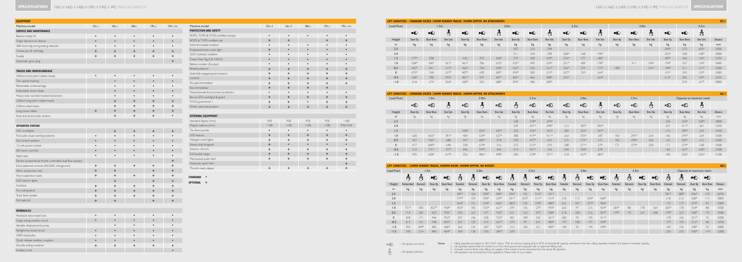## EQUIPMENT

| Machine model | 15c-1 | 16c-1 | 18z-1 | 19c-1 | 19c-1pc |
|---|---|---|---|---|---|
| **SERVICE AND MAINTENANCE** | | | | | |
| Beacon ready kit | • | • | • | • | • |
| Single element air cleaner | • | • | • | • | • |
| 500 hours dig end greasing intervals | • | • | • | • | • |
| Grease gun & cartridge | + | + | + | + | + |
| Toolkit | + | + | + | + | + |
| Automatic glow plug | | | | | + |
| **TRACKS AND UNDERCARRIAGE** | | | | | |
| 230mm short pitch rubber tracks | • | • | • | • | • |
| Two speed tracking | | • | • | • | • |
| Retractable undercarriage | | • | • | • | • |
| Extendable dozer blade | | • | • | • | • |
| Heavy duty recoiled tracked tensioners | | • | • | • | • |
| 230mm long pitch rubber tracks | | + | + | + | + |
| 230mm steel tracks | | + | + | + | + |
| Long dozer blade | + | + | + | + | + |
| Auto kick down track motors | | + | + | + | • |
| **OPERATOR STATION** | | | | | |
| LED worklights | | + | + | + | + |
| Full audio visual warning systems | • | • | • | • | • |
| Full control isolation | • | • | • | • | • |
| 12 volt power socket | • | • | • | • | • |
| ISO servo controls | • | • | • | • | • |
| Static seat | • | • | • | • | • |
| Electro-proportional thumb controlled dual flow auxiliary | | | | | + |
| Dual patterned controls (ISO/SAE changeover) | + | + | + | + | + |
| Fabric suspension seat | + | + | | + | + |
| Vinyl suspension seats | + | + | + | + | + |
| LED interior lights | | + | | + | + |
| Sunblind | + | + | + | + | + |
| Fire extinguisher | + | + | + | + | + |
| Track lever pedals | + | + | + | + | + |
| Full radio kit | + | + | | + | + |
| **HYDRAULICS** | | | | | |
| Hydraulic slew travel lock | • | • | • | • | • |
| Single acting auxiliary circuit | • | • | • | • | • |
| Variable displacement pump | | • | • | • | • |
| Straight line travel circuit | • | • | • | • | • |
| ORFS hydraulics | • | • | • | • | • |
| Quick release auxiliary couplers | • | • | • | • | • |
| Double acting auxiliaries | + | + | + | + | + |
| Auxiliary vent | | | | | • |

| Machine model | 15c-1 | 16c-1 | 18z-1 | 19c-1 | 19c-1pc |
|---|---|---|---|---|---|
| **PROTECTION AND SAFETY** | | | | | |
| ROPS, TOPS & FOGS certified canopy | • | • | • | • | • |
| ROPS & TOPS certified cab | + | + | | + | + |
| Internal lockable toolbox | • | • | • | • | • |
| Protected boom work light | + | • | • | • | • |
| 2GO hydraulic isolation | | • | • | • | • |
| Cesar Data Tag (UK ONLY) | • | • | • | • | • |
| Battery isolator (Europe) | • | • | • | • | • |
| Rotating beacon | + | + | + | + | + |
| Seat belt engaged green beacon | + | + | + | + | + |
| Livelink | + | + | + | + | + |
| Pin pad immobiliser | + | + | + | + | + |
| Key immobiliser | + | + | + | + | |
| Polycarbonate front screen protection | • | • | • | • | • |
| Boom LED worklight & guard | + | + | + | + | + |
| FOGS guard level 1 | + | + | + | + | + |
| White noise travel alarm | + | + | + | + | + |
| **EXTERNAL EQUIPMENT** | | | | | |
| Standard dipper (mm) | 950 | 950 | 950 | 950 | 1100 |
| Dipper options (mm) | 1100 | 1100 | 1100 | 1100 | 950/1344 |
| Tie down points | • | • | • | • | • |
| LED beacon | + | + | + | + | + |
| Halogen work lights | + | + | + | + | + |
| Heavy duty kingpost | + | • | • | • | • |
| Exterior mirrors | + | + | + | + | + |
| Full bucket range | + | + | + | + | + |
| Mechanical quick hitch | + | + | + | + | + |
| Hydraulic quick hitch | | | | | + |
| Thumb ready dipper | + | + | + | + | + |

STANDARD •
OPTIONAL +

## LIFT CAPACITIES – STANDARD DOZER. 230MM RUBBER TRACKS. 950MM DIPPER. NO ATTACHMENTS — 15C-1

| Load Point | 1.5m | | | 2.0m | | | 2.5m | | | 3.0m | | | 3.5m | | | |
|---|---|---|---|---|---|---|---|---|---|---|---|---|---|---|---|---|
| Height | Dozer Up | Dozer Down | Over Side | Dozer Up | Dozer Down | Over Side | Dozer Up | Dozer Down | Over Side | Dozer Up | Dozer Down | Over Side | Dozer Up | Dozer Down | Over Side | Distance |
| m | kg | kg | kg | kg | kg | kg | kg | kg | kg | kg | kg | kg | kg | kg | kg | mm |
| 2.5 | | | | | | | 307 | 323 | 298 | | | | 284* | 372 | 202* | 2500 |
| 2.0 | | | | | | | 311 | 334 | 298 | 260* | 360 | 190* | 232* | 360 | 168* | 3000 |
| 1.5 | 379* | 508 | | 432 | 472 | 360* | 379 | 420 | 249* | 254* | 377 | 188* | 209* | 346 | 146* | 3250 |
| 1.0 | 528* | 849 | 361* | 461* | 706 | 323* | 323* | 495 | 234* | 251* | 405 | 178* | 311 | | 134* | 194* | 327 | 134* | 3400 |
| 0.5 | 465* | 841 | 319* | 426* | 760 | 298* | 322* | 556 | 221* | 236* | 379 | 173* | 190* | | 135* | 190* | 311 | 131* | 3300 |
| 0 | 475* | 768 | 327* | 407* | 690 | 285* | 294* | 505 | 213* | 227* | 339 | 164* | | | | 191* | 292 | 135* | 3300 |
| -0.5 | 528* | 700 | 392* | 401* | 597 | 287* | 302* | 466 | 208* | 233* | | 164* | | | | 212* | 282 | 145* | 3250 |
| -1.0 | 618 | 674 | 356* | 420* | 552 | 280* | 294* | 386 | 209* | | | | | | | | 274 | 167* | 3000 |

## LIFT CAPACITIES – STANDARD DOZER. 230MM RUBBER TRACKS. 1000MM DIPPER. NO ATTACHMENTS — 16C-1

| Load Point | 1.5m | | | 2.0m | | | 2.5m | | | 3.0m | | | 3.5m | | | Capacity at maximum reach | | | |
|---|---|---|---|---|---|---|---|---|---|---|---|---|---|---|---|---|---|---|---|
| Height | Dozer Up | Dozer Down | Over Side | Dozer Up | Dozer Down | Over Side | Dozer Up | Dozer Down | Over Side | Dozer Up | Dozer Down | Over Side | Dozer Up | Dozer Down | Over Side | Dozer Up | Dozer Down | Over Side | Distance |
| m | kg | kg | kg | kg | kg | kg | kg | kg | kg | kg | kg | kg | kg | kg | kg | kg | kg | kg | mm |
| 2.5 | | | | | | | 230 | 278* | 294* | | | | | | | 238 | 326* | 328* | 2800 |
| 2.0 | | | | | | | 239 | 291* | 298* | 212 | 307* | 303* | | | | 227 | 311* | 261 | 3250 |
| 1.5 | | | | 330* | 352* | 347* | 255 | 356* | 352* | 203 | 332* | 327* | | | | 176 | 309* | 235 | 3450 |
| 1.0 | 620 | 832* | 781* | 404 | 534* | 527* | 300 | 419* | 411* | 263 | 355* | 287 | 182 | 295* | 224 | 182 | 295* | 224 | 3500 |
| 0.5 | 437 | 926* | 688 | 347 | 682* | 518 | 290 | 477* | 363 | 215 | 372* | 272 | 182 | 298* | 226 | 163 | 283* | 212 | 3600 |
| 0 | 417 | 830* | 648 | 330 | 674* | 516 | 275 | 512* | 359 | 200 | 371* | 279 | 171 | 279* | 230 | 171 | 279* | 230 | 3500 |
| -0.5 | 512 | 791* | 737* | 446 | 599* | 443 | 319 | 451* | 343 | 244 | 338* | 278 | | | | 182 | 267* | 268* | 3300 |
| -1.0 | 493 | 658* | 619* | 356 | 486* | 498* | 285 | 378* | 371* | 210 | 267* | 285* | | | | 184 | 256* | 256* | 3100 |

## LIFT CAPACITIES – 230MM RUBBER TRACKS, 1800MM BOOM, 1000MM DIPPER, NO BUCKET — 18Z-1

| Load Point | 1.5m | | | | 2.0m | | | | 2.5m | | | | 3.0m | | | | 3.5m | | | | Capacity at maximum reach | | | | |
|---|---|---|---|---|---|---|---|---|---|---|---|---|---|---|---|---|---|---|---|---|---|---|---|---|---|
| Height | Extended | Retracted | Dozer Up | Dozer Down | Extended | Retracted | Dozer Up | Dozer Down | Extended | Retracted | Dozer Up | Dozer Down | Extended | Retracted | Dozer Up | Dozer Down | Extended | Retracted | Dozer Up | Dozer Down | Extended | Retracted | Dozer Up | Dozer Down | Distance |
| m | kg | kg | kg | kg | kg | kg | kg | kg | kg | kg | kg | kg | kg | kg | kg | kg | kg | kg | kg | kg | kg | kg | kg | kg | mm |
| 2.5 | | | | | 387* | 164 | 398* | 304* | 336* | 155 | 313* | 351* | | | | | | | | | 301* | 280* | 346* | 139 | 2690 |
| 2.0 | | | | | 379* | 159 | 390* | 329* | 331* | 255* | 311* | 313* | 218 | 115 | 245* | 420* | | | | | 218 | 212 | 420* | 115 | 3000 |
| 1.5 | | | | | 364* | 151 | 374* | 426* | 383* | 143 | 370* | 400* | 221 | 107 | 257* | 386* | | | | | 175 | 173 | 359* | 87 | 3300 |
| 1.0 | 751* | 305 | 827* | 958* | 452* | 185 | 535* | 621* | 293 | 136 | 279 | 492* | 263 | 97 | 215 | 424* | 203* | 80 | 170 | 364 | 203* | 170 | 364* | 80 | 3500 |
| 0.5 | 714 | 207 | 529 | 976* | 492 | 167 | 377 | 742* | 321 | 123 | 279 | 540* | 218 | 100 | 216 | 437* | 199* | 74 | 167 | 348 | 179* | 167 | 348* | 74 | 3500 |
| 0 | 458 | 171 | 446 | 932* | 357 | 146 | 350 | 733* | 401 | 100 | 242 | 541* | 202 | 95 | 195 | 411* | | | | | 170 | 165 | 331* | 76 | 3400 |
| -0.5 | 615 | 161 | 438 | 835* | 327 | 125 | 314 | 631* | 274 | 99 | 241 | 484* | 197 | 100 | 197 | 359* | | | | | 179 | 193 | 312* | 86 | 3250 |
| -1.0 | 392 | 209* | 482 | 686* | 263 | 125 | 287 | 555* | 212 | 106 | 221 | 403* | 183 | 92 | 196 | 298* | | | | | 183 | 196 | 298* | 92 | 3000 |
| -1.5 | 396 | 214 | 406 | 464* | 269 | 128 | 292 | 383* | 269 | | | | | | | | | | | | 236 | 255 | 342* | 114 | 2200 |

Lift capacity over front.

Lift capacity full circle.

**Notes:**
1. Lifting capacities are based on ISO 10567, that is 75% of minimum tipping load or 87% of hydraulic lift capacity, whichever is the less. Lifting capacities marked* are based on hydraulic capacity.
2. Lift capacities assume that the machine is on firm level ground and equipped with an approved lifting point.
3. A bucket must be fitted when lifting, the weight of this bucket must be deducted from the above lift capacities.
4. Lift capacities may be limited by local regulations. Please refer to your dealer.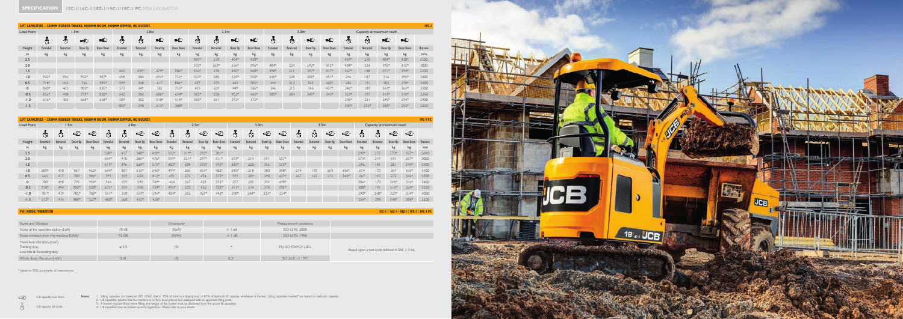## LIFT CAPACITIES – 230MM RUBBER TRACKS, 1800MM BOOM, 1100MM DIPPER, NO BUCKET. 19C-1

| Load Point | 1.5m | | | | 2.0m | | | | 2.5m | | | | 3.0m | | | | Capacity at maximum reach | | | | |
|---|---|---|---|---|---|---|---|---|---|---|---|---|---|---|---|---|---|---|---|---|---|
| Height | Extended | Retracted | Dozer Up | Dozer Down | Extended | Retracted | Dozer Up | Dozer Down | Extended | Retracted | Dozer Up | Dozer Down | Extended | Retracted | Dozer Up | Dozer Down | Extended | Retracted | Dozer Up | Dozer Down | Distance |
| m | kg | kg | kg | kg | kg | kg | kg | kg | kg | kg | kg | kg | kg | kg | kg | kg | kg | kg | kg | kg | mm |
| 2.5 | | | | | | | | | 401* | 270 | 404* | 420* | | | | | 401* | 270 | 404* | 420* | 2500 |
| 2.0 | | | | | | | | | 372* | 363* | 376* | 396* | 404* | 224 | 392* | 412* | 404* | 224 | 392* | 412* | 3000 |
| 1.5 | | | | | 463 | 439* | 479* | 506* | 432* | 278 | 445* | 460* | 398* | 211 | 397* | 417* | 367* | 188 | 371* | 394* | 3250 |
| 1.0 | 942* | 496 | 952* | 987* | 698 | 380 | 694* | 732* | 522* | 280 | 524* | 550* | 430* | 228 | 430* | 451* | 296 | 187 | 316 | 396* | 3400 |
| 0.5 | 718* | 443 | 766 | 985* | 599 | 348 | 617 | 806* | 437 | 275 | 443 | 585* | 343 | 214 | 363 | 460* | 286 | 191 | 303 | 378* | 3300 |
| 0 | 840* | 463 | 902* | 885* | 573 | 349 | 581 | 753* | 435 | 269 | 449 | 586* | 346 | 215 | 346 | 437* | 346* | 189 | 361* | 363* | 3250 |
| -0.5 | 856* | 410 | 799* | 830* | 642 | 306 | 606* | 634* | 505* | 258 | 452* | 463* | 385* | 204 | 345* | 345* | 323* | 197 | 313* | 318* | 3250 |
| -1.0 | 616* | 403 | 668* | 668* | 509 | 302 | 518* | 518* | 383* | 251 | 372* | 372* | | | | | 296* | 231 | 295* | 294* | 2900 |
| -1.5 | | | | | 403* | 298 | 413* | 308* | | | | | | | | | 330* | 252* | 338* | 252* | 2250 |

## LIFT CAPACITIES – 230MM RUBBER TRACKS, 1800MM BOOM, 1100MM DIPPER, NO BUCKET. 19C-1 PC

| Load Point | 1.5m | | | | 2.0m | | | | 2.5m | | | | 3.0m | | | | 3.5m | | | | Capacity at maximum reach | | | | |
|---|---|---|---|---|---|---|---|---|---|---|---|---|---|---|---|---|---|---|---|---|---|---|---|---|---|
| Height | Extended | Retracted | Dozer Up | Dozer Down | Extended | Retracted | Dozer Up | Dozer Down | Extended | Retracted | Dozer Up | Dozer Down | Extended | Retracted | Dozer Up | Dozer Down | Extended | Retracted | Dozer Up | Dozer Down | Extended | Retracted | Dozer Up | Dozer Down | Distance |
| m | kg | kg | kg | kg | kg | kg | kg | kg | kg | kg | kg | kg | kg | kg | kg | kg | kg | kg | kg | kg | kg | kg | kg | kg | mm |
| 2.5 | | | | | 520* | 417 | 540* | 439* | 332* | 319* | 292* | 301* | | | | | | | | | 290* | 277 | 270* | 327* | 2690 |
| 2.0 | | | | | 564* | 410 | 586* | 476* | 334* | 321* | 297* | 311* | 373* | 219 | 341 | 357* | | | | | 373* | 219 | 341 | 357* | 3000 |
| 1.5 | | | | | 615* | 396 | 634* | 615* | 402* | 298 | 375* | 392* | 385* | 220 | 356 | 375* | | | | | 296 | 181 | 281 | 349* | 3300 |
| 1.0 | 689* | 430 | 837 | 962* | 644* | 407 | 613* | 646* | 494* | 286 | 461* | 482* | 395* | 218 | 380 | 398* | 274 | 170 | 264 | 336* | 274 | 170 | 264 | 336* | 3500 |
| 0.5 | 665 | 417 | 789 | 986* | 591 | 359 | 634 | 812* | 451 | 273 | 454 | 575* | 339 | 209 | 390 | 433* | 267 | 165 | 272 | 344* | 267 | 165 | 272 | 344* | 3500 |
| 0 | 780 | 490 | 795 | 958* | 566 | 359 | 599 | 769* | 424 | 267 | 439 | 552* | 257 | 205 | 353 | 458* | | | | | 306* | 170 | 328* | 332* | 3400 |
| -0.5 | 918* | 494 | 902* | 920* | 673* | 359 | 590 | 724* | 492* | 272 | 432 | 532* | 371* | 214 | 378 | 392* | | | | | 308* | 191 | 313* | 324* | 3250 |
| -1.0 | 701* | 479 | 705* | 789* | 551* | 350 | 559* | 576* | 424* | 266 | 421* | 442* | 290* | 248* | 323* | 334* | | | | | 290* | 248* | 323* | 334* | 3000 |
| -1.5 | 512* | 476 | 480* | 527* | 460* | 360 | 412* | 428* | | | | | | | | | | | | | 354* | 298 | 348* | 388* | 2200 |

## PSII NOISE/VIBRATION 15C-1 / 16C-1 / 18Z-1 / 19C-1 / 19C-1 PC

| Noise and Vibration | | Uncertainty | | Measurement conditions | |
|---|---|---|---|---|---|
| Noise at the operator station (LpA) | 78 dB | (KpA) | ± 1 dB | ISO 6396: 2008 | |
| Noise emission from the machine (LWA) | 93 DB | (KWA) | ± 1 dB | ISO 6395: 1988 | |
| Hand Arm Vibration (m/s²)<br>Tracking duty<br>Low Idle & Excavating duty | ≤ 2.5 | (K) | * | EN ISO 5349-2: 2001 | Based upon a test cycle defined in SAE J 1166 |
| Whole Body Vibration (m/s²) | 0.41 | (K) | 0.21 | ISO 2631-1: 1997 | |

* based on 50% uncertainty of measurement

Lift capacity over front.

Lift capacity full circle.

Notes: 1. Lifting capacities are based on ISO 10567, that is: 75% of minimum tipping load or 87% of hydraulic lift capacity, whichever is the less. Lifting capacities marked* are based on hydraulic capacity.
2. Lift capacities assume that the machine is on firm level ground and equipped with an approved lifting point.
3. A bucket must be fitted when lifting, the weight of this bucket must be deducted from the above lift capacities.
4. Lift capacities may be limited by local regulations. Please refer to your dealer.